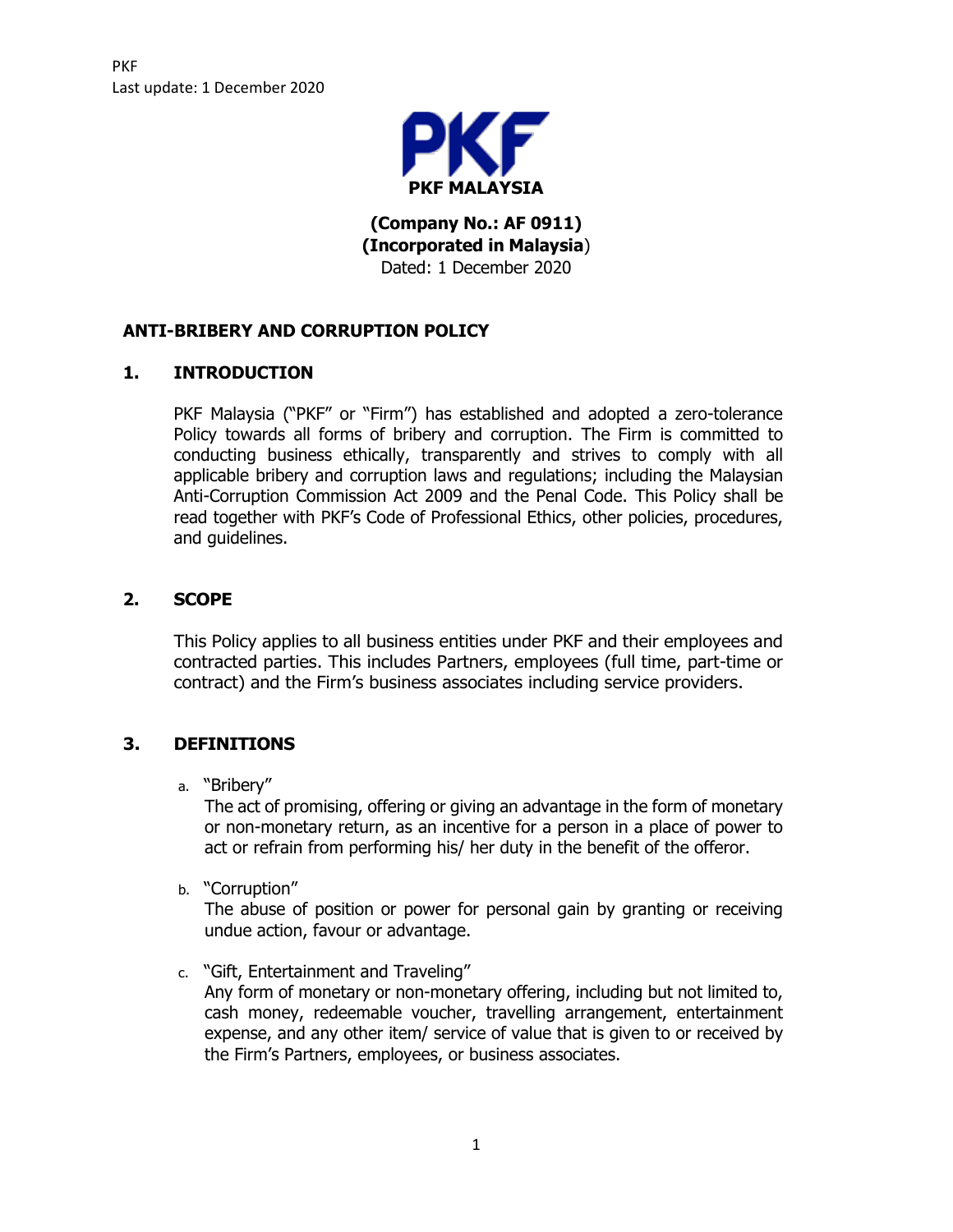PKF
Last update: 1 December 2020

**PKF MALAYSIA**

**(Company No.: AF 0911)**
**(Incorporated in Malaysia)**
Dated: 1 December 2020

## ANTI-BRIBERY AND CORRUPTION POLICY

### 1. INTRODUCTION

PKF Malaysia ("PKF" or "Firm") has established and adopted a zero-tolerance Policy towards all forms of bribery and corruption. The Firm is committed to conducting business ethically, transparently and strives to comply with all applicable bribery and corruption laws and regulations; including the Malaysian Anti-Corruption Commission Act 2009 and the Penal Code. This Policy shall be read together with PKF's Code of Professional Ethics, other policies, procedures, and guidelines.

### 2. SCOPE

This Policy applies to all business entities under PKF and their employees and contracted parties. This includes Partners, employees (full time, part-time or contract) and the Firm's business associates including service providers.

### 3. DEFINITIONS

a. "Bribery"
The act of promising, offering or giving an advantage in the form of monetary or non-monetary return, as an incentive for a person in a place of power to act or refrain from performing his/ her duty in the benefit of the offeror.

b. "Corruption"
The abuse of position or power for personal gain by granting or receiving undue action, favour or advantage.

c. "Gift, Entertainment and Traveling"
Any form of monetary or non-monetary offering, including but not limited to, cash money, redeemable voucher, travelling arrangement, entertainment expense, and any other item/ service of value that is given to or received by the Firm's Partners, employees, or business associates.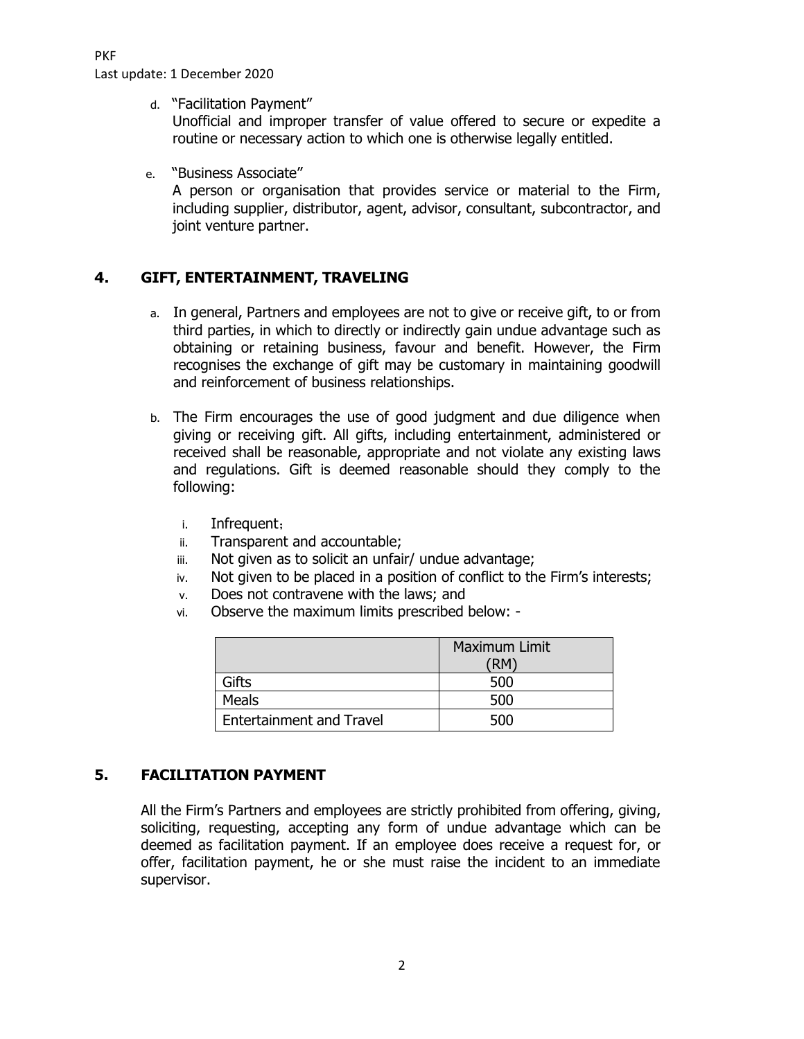d. "Facilitation Payment"
   Unofficial and improper transfer of value offered to secure or expedite a routine or necessary action to which one is otherwise legally entitled.

e. "Business Associate"
   A person or organisation that provides service or material to the Firm, including supplier, distributor, agent, advisor, consultant, subcontractor, and joint venture partner.

## 4. GIFT, ENTERTAINMENT, TRAVELING

a. In general, Partners and employees are not to give or receive gift, to or from third parties, in which to directly or indirectly gain undue advantage such as obtaining or retaining business, favour and benefit. However, the Firm recognises the exchange of gift may be customary in maintaining goodwill and reinforcement of business relationships.

b. The Firm encourages the use of good judgment and due diligence when giving or receiving gift. All gifts, including entertainment, administered or received shall be reasonable, appropriate and not violate any existing laws and regulations. Gift is deemed reasonable should they comply to the following:

   i. Infrequent；
   ii. Transparent and accountable;
   iii. Not given as to solicit an unfair/ undue advantage;
   iv. Not given to be placed in a position of conflict to the Firm's interests;
   v. Does not contravene with the laws; and
   vi. Observe the maximum limits prescribed below: -

| | Maximum Limit (RM) |
|---|---|
| Gifts | 500 |
| Meals | 500 |
| Entertainment and Travel | 500 |

## 5. FACILITATION PAYMENT

All the Firm's Partners and employees are strictly prohibited from offering, giving, soliciting, requesting, accepting any form of undue advantage which can be deemed as facilitation payment. If an employee does receive a request for, or offer, facilitation payment, he or she must raise the incident to an immediate supervisor.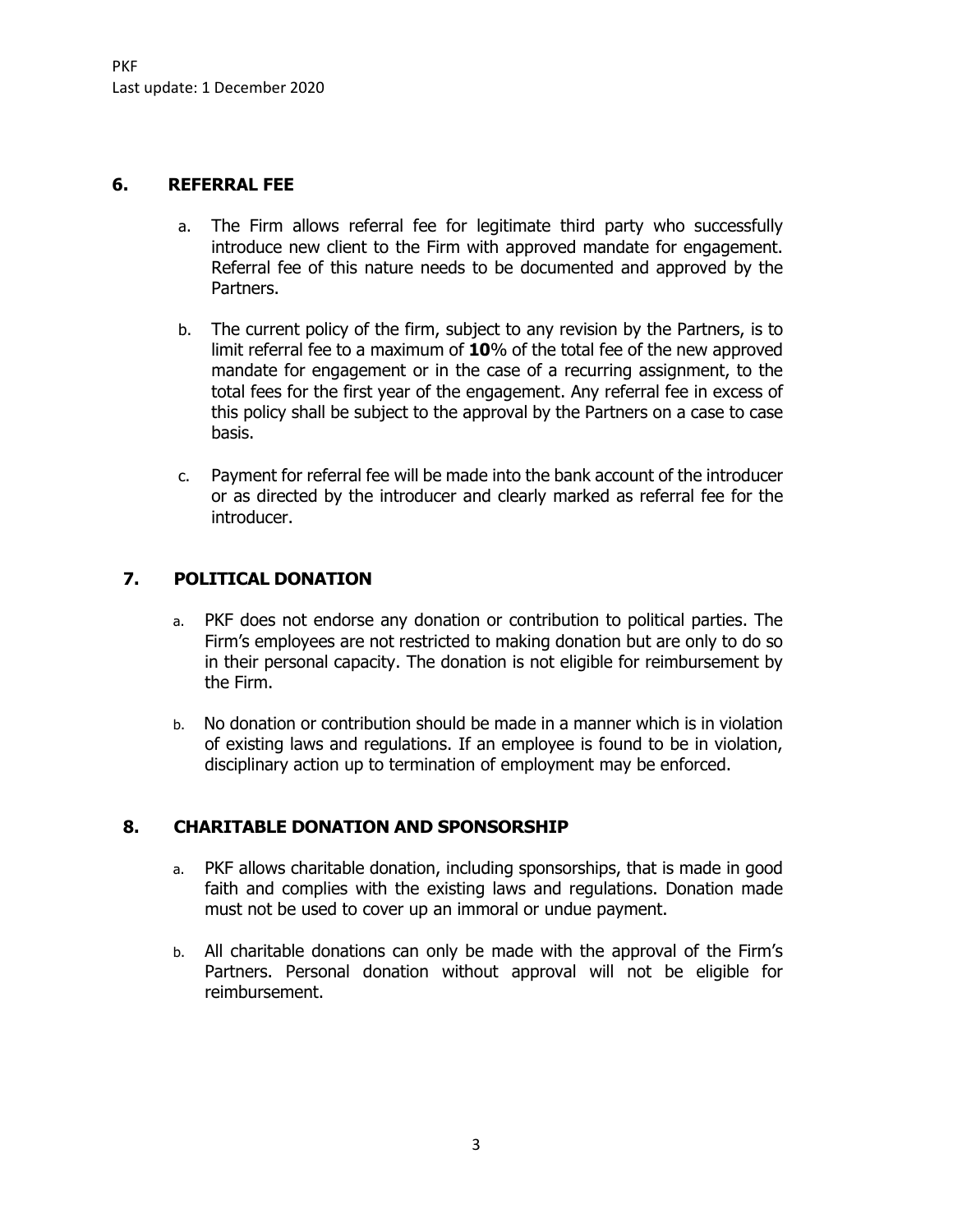## 6. REFERRAL FEE

a. The Firm allows referral fee for legitimate third party who successfully introduce new client to the Firm with approved mandate for engagement. Referral fee of this nature needs to be documented and approved by the Partners.

b. The current policy of the firm, subject to any revision by the Partners, is to limit referral fee to a maximum of **10**% of the total fee of the new approved mandate for engagement or in the case of a recurring assignment, to the total fees for the first year of the engagement. Any referral fee in excess of this policy shall be subject to the approval by the Partners on a case to case basis.

c. Payment for referral fee will be made into the bank account of the introducer or as directed by the introducer and clearly marked as referral fee for the introducer.

## 7. POLITICAL DONATION

a. PKF does not endorse any donation or contribution to political parties. The Firm's employees are not restricted to making donation but are only to do so in their personal capacity. The donation is not eligible for reimbursement by the Firm.

b. No donation or contribution should be made in a manner which is in violation of existing laws and regulations. If an employee is found to be in violation, disciplinary action up to termination of employment may be enforced.

## 8. CHARITABLE DONATION AND SPONSORSHIP

a. PKF allows charitable donation, including sponsorships, that is made in good faith and complies with the existing laws and regulations. Donation made must not be used to cover up an immoral or undue payment.

b. All charitable donations can only be made with the approval of the Firm's Partners. Personal donation without approval will not be eligible for reimbursement.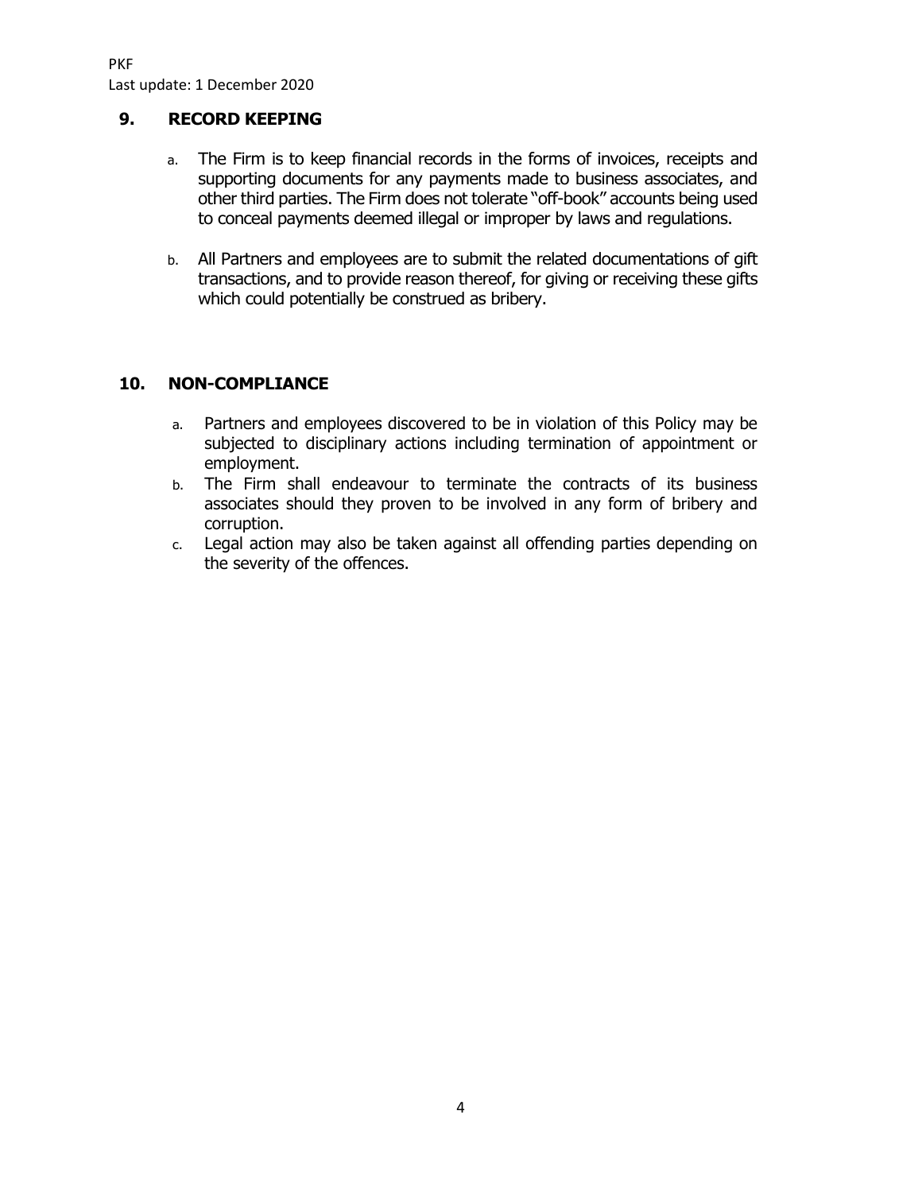## 9. RECORD KEEPING

a. The Firm is to keep financial records in the forms of invoices, receipts and supporting documents for any payments made to business associates, and other third parties. The Firm does not tolerate "off-book" accounts being used to conceal payments deemed illegal or improper by laws and regulations.

b. All Partners and employees are to submit the related documentations of gift transactions, and to provide reason thereof, for giving or receiving these gifts which could potentially be construed as bribery.

## 10. NON-COMPLIANCE

a. Partners and employees discovered to be in violation of this Policy may be subjected to disciplinary actions including termination of appointment or employment.

b. The Firm shall endeavour to terminate the contracts of its business associates should they proven to be involved in any form of bribery and corruption.

c. Legal action may also be taken against all offending parties depending on the severity of the offences.